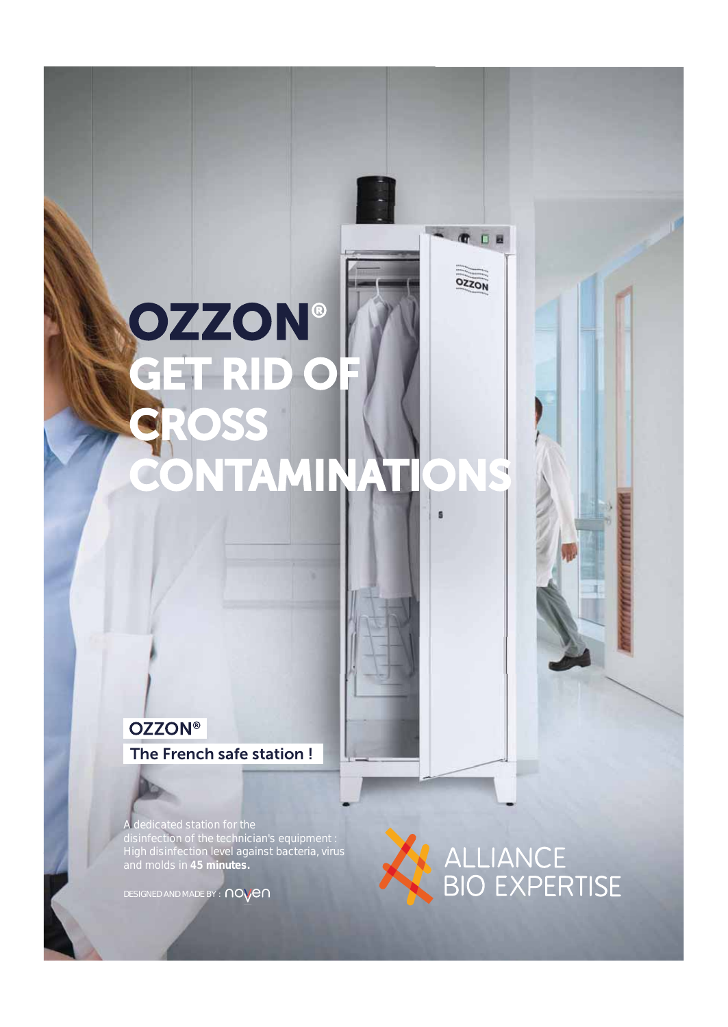# OZZON®

# GET RID OF CROSS CONTAMINATIONS

**OZZON®**

**The French safe station !**

A dedicated station for the disinfection of the technician's equipment : High disinfection level against bacteria, virus and molds in **45 minutes.**

DESIGNED AND MADE BY : novyen

ALLIANCE BIO EXPERTISE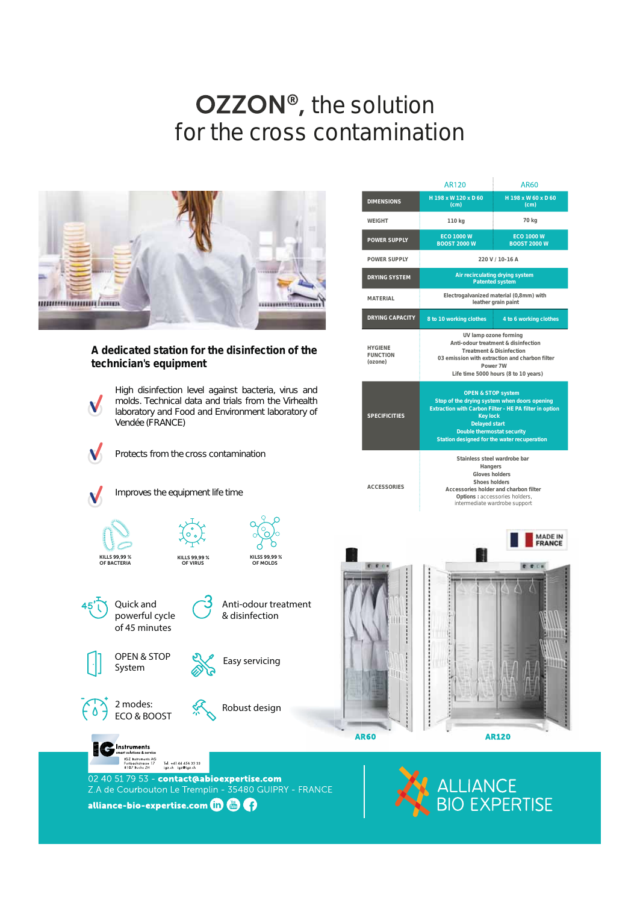# OZZON®, the solution for the cross contamination

## A dedicated station for the disinfection of the technician's equipment

- High disinfection level against bacteria, virus and molds. Technical data and trials from the Virhealth laboratory and Food and Environment laboratory of Vendée (FRANCE)
- Protects from the cross contamination
- Improves the equipment life time

KILLS 99,99 % OF BACTERIA

KILLS 99,99 % OF VIRUS

KILLS 99,99 % OF MOLDS

45' Quick and powerful cycle of 45 minutes

Anti-odour treatment & disinfection

OPEN & STOP System

Easy servicing

2 modes: ECO & BOOST

Robust design

| | AR120 | AR60 |
|---|---|---|
| DIMENSIONS | H 198 x W 120 x D 60 (cm) | H 198 x W 60 x D 60 (cm) |
| WEIGHT | 110 kg | 70 kg |
| POWER SUPPLY | ECO 1000 W BOOST 2000 W | ECO 1000 W BOOST 2000 W |
| POWER SUPPLY | 220 V / 10-16 A | |
| DRYING SYSTEM | Air recirculating drying system Patented system | |
| MATERIAL | Electrogalvanized material (0,8mm) with leather grain paint | |
| DRYING CAPACITY | 8 to 10 working clothes | 4 to 6 working clothes |
| HYGIENE FUNCTION (ozone) | UV lamp ozone forming<br>Anti-odour treatment & disinfection<br>Treatment & Disinfection<br>03 emission with extraction and charbon filter<br>Power 7W<br>Life time 5000 hours (8 to 10 years) | |
| SPECIFICITIES | OPEN & STOP system<br>Stop of the drying system when doors opening<br>Extraction with Carbon Filter - HE PA filter in option<br>Key lock<br>Delayed start<br>Double thermostat security<br>Station designed for the water recuperation | |
| ACCESSORIES | Stainless steel wardrobe bar<br>Hangers<br>Gloves holders<br>Shoes holders<br>Accessories holder and charbon filter<br>**Options :** accessories holders, intermediate wardrobe support | |

MADE IN FRANCE

AR60 AR120

IG Instruments smart solutions & service
IGZ Instruments AG
Furtbachstrasse 17
8107 Buchs ZH
Tel. +41 44 456 33 33
igz.ch igz@igz.ch

02 40 51 79 53 - **contact@abioexpertise.com**
Z.A de Courbouton Le Tremplin - 35480 GUIPRY - FRANCE
**alliance-bio-expertise.com**

ALLIANCE BIO EXPERTISE